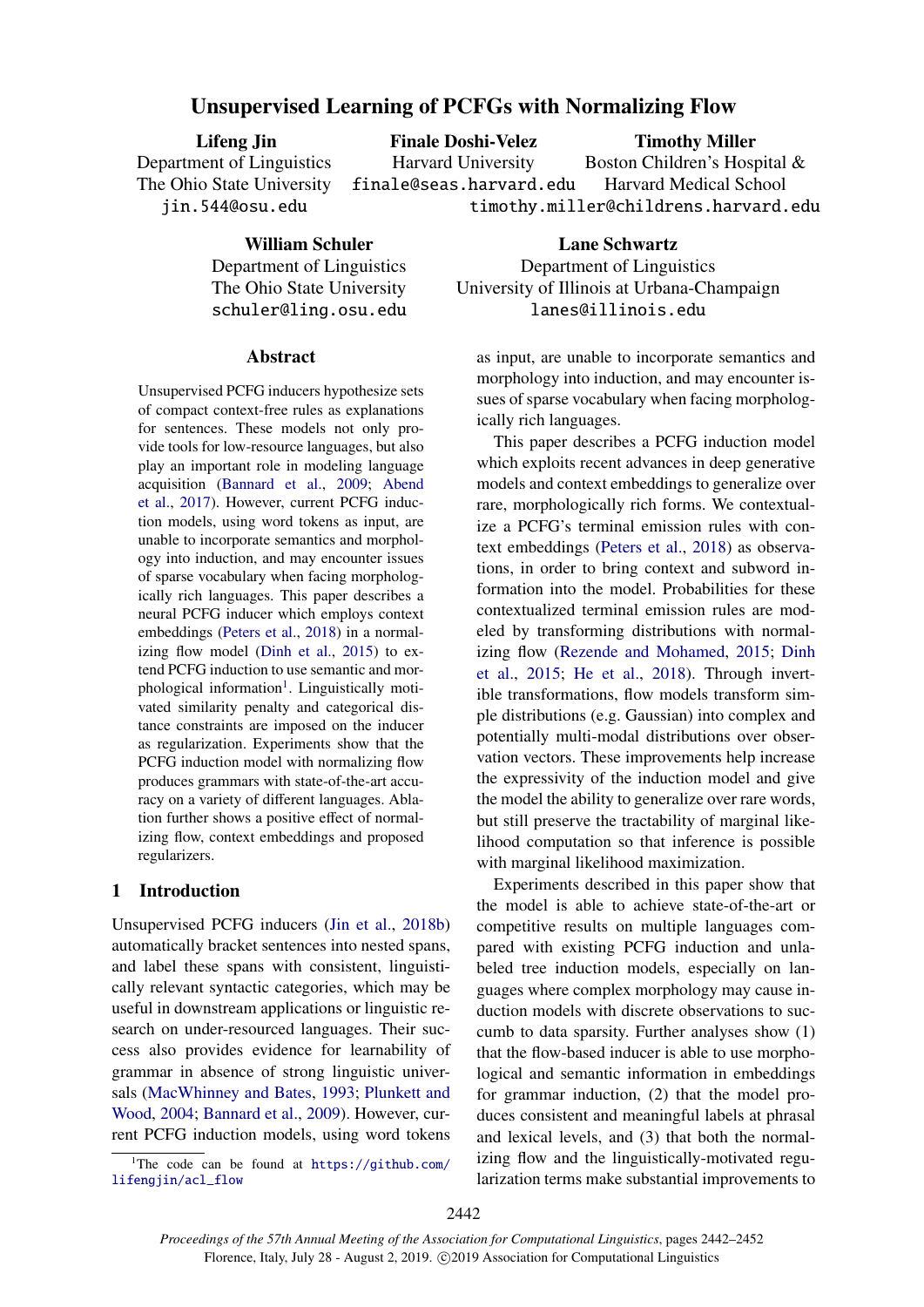# Unsupervised Learning of PCFGs with Normalizing Flow

**Lifeng Jin**
Department of Linguistics
The Ohio State University
jin.544@osu.edu

**Finale Doshi-Velez**
Harvard University
finale@seas.harvard.edu

**Timothy Miller**
Boston Children's Hospital &
Harvard Medical School
timothy.miller@childrens.harvard.edu

**William Schuler**
Department of Linguistics
The Ohio State University
schuler@ling.osu.edu

**Lane Schwartz**
Department of Linguistics
University of Illinois at Urbana-Champaign
lanes@illinois.edu

## Abstract

Unsupervised PCFG inducers hypothesize sets of compact context-free rules as explanations for sentences. These models not only provide tools for low-resource languages, but also play an important role in modeling language acquisition (Bannard et al., 2009; Abend et al., 2017). However, current PCFG induction models, using word tokens as input, are unable to incorporate semantics and morphology into induction, and may encounter issues of sparse vocabulary when facing morphologically rich languages. This paper describes a neural PCFG inducer which employs context embeddings (Peters et al., 2018) in a normalizing flow model (Dinh et al., 2015) to extend PCFG induction to use semantic and morphological information[1]. Linguistically motivated similarity penalty and categorical distance constraints are imposed on the inducer as regularization. Experiments show that the PCFG induction model with normalizing flow produces grammars with state-of-the-art accuracy on a variety of different languages. Ablation further shows a positive effect of normalizing flow, context embeddings and proposed regularizers.

## 1 Introduction

Unsupervised PCFG inducers (Jin et al., 2018b) automatically bracket sentences into nested spans, and label these spans with consistent, linguistically relevant syntactic categories, which may be useful in downstream applications or linguistic research on under-resourced languages. Their success also provides evidence for learnability of grammar in absence of strong linguistic universals (MacWhinney and Bates, 1993; Plunkett and Wood, 2004; Bannard et al., 2009). However, current PCFG induction models, using word tokens as input, are unable to incorporate semantics and morphology into induction, and may encounter issues of sparse vocabulary when facing morphologically rich languages.

This paper describes a PCFG induction model which exploits recent advances in deep generative models and context embeddings to generalize over rare, morphologically rich forms. We contextualize a PCFG's terminal emission rules with context embeddings (Peters et al., 2018) as observations, in order to bring context and subword information into the model. Probabilities for these contextualized terminal emission rules are modeled by transforming distributions with normalizing flow (Rezende and Mohamed, 2015; Dinh et al., 2015; He et al., 2018). Through invertible transformations, flow models transform simple distributions (e.g. Gaussian) into complex and potentially multi-modal distributions over observation vectors. These improvements help increase the expressivity of the induction model and give the model the ability to generalize over rare words, but still preserve the tractability of marginal likelihood computation so that inference is possible with marginal likelihood maximization.

Experiments described in this paper show that the model is able to achieve state-of-the-art or competitive results on multiple languages compared with existing PCFG induction and unlabeled tree induction models, especially on languages where complex morphology may cause induction models with discrete observations to succumb to data sparsity. Further analyses show (1) that the flow-based inducer is able to use morphological and semantic information in embeddings for grammar induction, (2) that the model produces consistent and meaningful labels at phrasal and lexical levels, and (3) that both the normalizing flow and the linguistically-motivated regularization terms make substantial improvements to

[1]The code can be found at https://github.com/lifengjin/acl_flow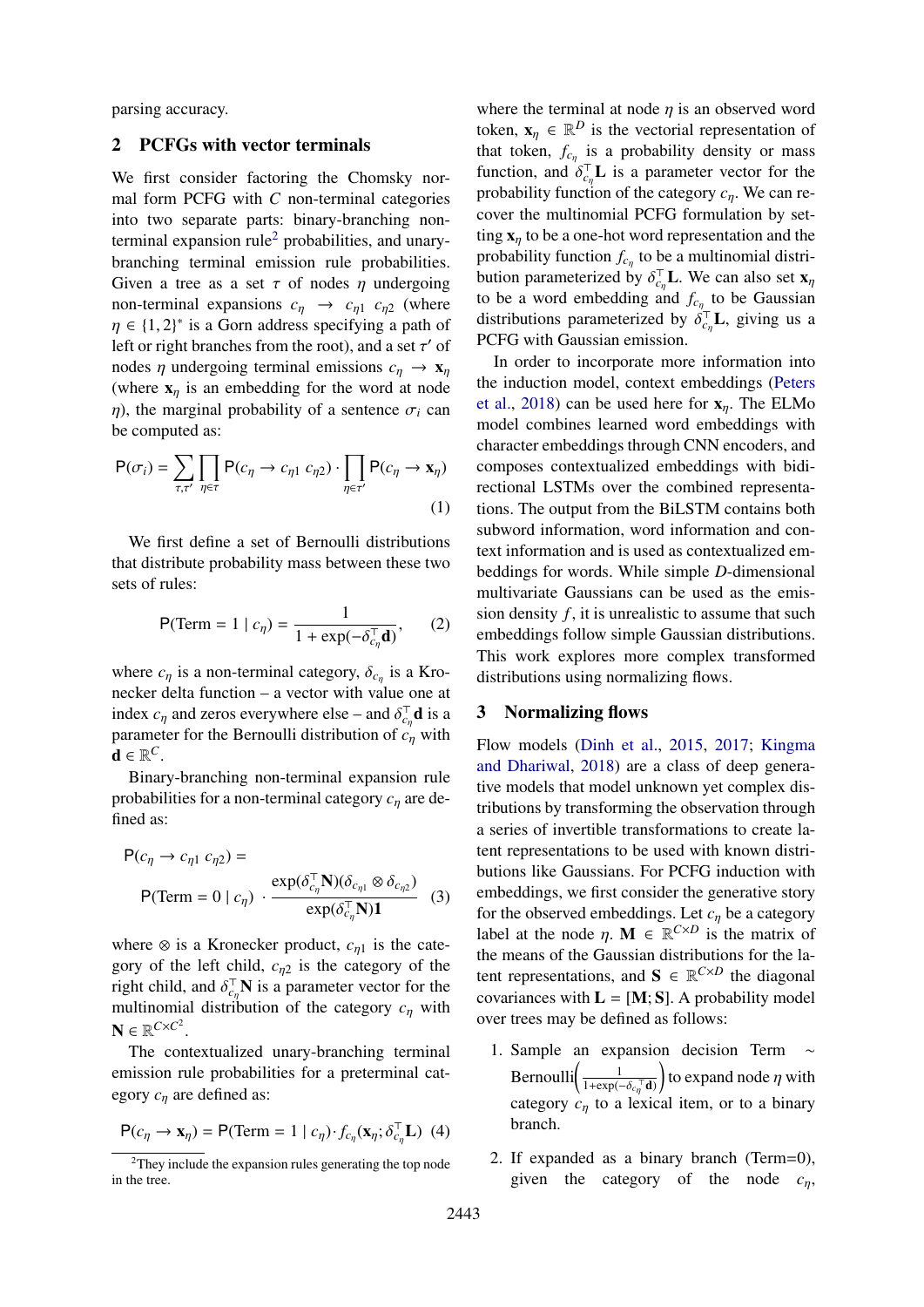parsing accuracy.

## 2 PCFGs with vector terminals

We first consider factoring the Chomsky normal form PCFG with $C$ non-terminal categories into two separate parts: binary-branching non-terminal expansion rule[2] probabilities, and unary-branching terminal emission rule probabilities. Given a tree as a set $\tau$ of nodes $\eta$ undergoing non-terminal expansions $c_\eta \rightarrow c_{\eta 1}\ c_{\eta 2}$ (where $\eta \in \{1, 2\}^*$ is a Gorn address specifying a path of left or right branches from the root), and a set $\tau'$ of nodes $\eta$ undergoing terminal emissions $c_\eta \rightarrow \mathbf{x}_\eta$ (where $\mathbf{x}_\eta$ is an embedding for the word at node $\eta$), the marginal probability of a sentence $\sigma_i$ can be computed as:

$$\mathsf{P}(\sigma_i) = \sum_{\tau, \tau'} \prod_{\eta \in \tau} \mathsf{P}(c_\eta \rightarrow c_{\eta 1}\ c_{\eta 2}) \cdot \prod_{\eta \in \tau'} \mathsf{P}(c_\eta \rightarrow \mathbf{x}_\eta) \tag{1}$$

We first define a set of Bernoulli distributions that distribute probability mass between these two sets of rules:

$$\mathsf{P}(\text{Term} = 1 \mid c_\eta) = \frac{1}{1 + \exp(-\delta_{c_\eta}^\top \mathbf{d})}, \tag{2}$$

where $c_\eta$ is a non-terminal category, $\delta_{c_\eta}$ is a Kronecker delta function – a vector with value one at index $c_\eta$ and zeros everywhere else – and $\delta_{c_\eta}^\top \mathbf{d}$ is a parameter for the Bernoulli distribution of $c_\eta$ with $\mathbf{d} \in \mathbb{R}^C$.

Binary-branching non-terminal expansion rule probabilities for a non-terminal category $c_\eta$ are defined as:

$$\mathsf{P}(c_\eta \rightarrow c_{\eta 1}\ c_{\eta 2}) = \mathsf{P}(\text{Term} = 0 \mid c_\eta) \cdot \frac{\exp(\delta_{c_\eta}^\top \mathbf{N})(\delta_{c_{\eta 1}} \otimes \delta_{c_{\eta 2}})}{\exp(\delta_{c_\eta}^\top \mathbf{N})\mathbf{1}} \tag{3}$$

where $\otimes$ is a Kronecker product, $c_{\eta 1}$ is the category of the left child, $c_{\eta 2}$ is the category of the right child, and $\delta_{c_\eta}^\top \mathbf{N}$ is a parameter vector for the multinomial distribution of the category $c_\eta$ with $\mathbf{N} \in \mathbb{R}^{C \times C^2}$.

The contextualized unary-branching terminal emission rule probabilities for a preterminal category $c_\eta$ are defined as:

$$\mathsf{P}(c_\eta \rightarrow \mathbf{x}_\eta) = \mathsf{P}(\text{Term} = 1 \mid c_\eta) \cdot f_{c_\eta}(\mathbf{x}_\eta; \delta_{c_\eta}^\top \mathbf{L}) \tag{4}$$

[2] They include the expansion rules generating the top node in the tree.

where the terminal at node $\eta$ is an observed word token, $\mathbf{x}_\eta \in \mathbb{R}^D$ is the vectorial representation of that token, $f_{c_\eta}$ is a probability density or mass function, and $\delta_{c_\eta}^\top \mathbf{L}$ is a parameter vector for the probability function of the category $c_\eta$. We can recover the multinomial PCFG formulation by setting $\mathbf{x}_\eta$ to be a one-hot word representation and the probability function $f_{c_\eta}$ to be a multinomial distribution parameterized by $\delta_{c_\eta}^\top \mathbf{L}$. We can also set $\mathbf{x}_\eta$ to be a word embedding and $f_{c_\eta}$ to be Gaussian distributions parameterized by $\delta_{c_\eta}^\top \mathbf{L}$, giving us a PCFG with Gaussian emission.

In order to incorporate more information into the induction model, context embeddings (Peters et al., 2018) can be used here for $\mathbf{x}_\eta$. The ELMo model combines learned word embeddings with character embeddings through CNN encoders, and composes contextualized embeddings with bidirectional LSTMs over the combined representations. The output from the BiLSTM contains both subword information, word information and context information and is used as contextualized embeddings for words. While simple $D$-dimensional multivariate Gaussians can be used as the emission density $f$, it is unrealistic to assume that such embeddings follow simple Gaussian distributions. This work explores more complex transformed distributions using normalizing flows.

## 3 Normalizing flows

Flow models (Dinh et al., 2015, 2017; Kingma and Dhariwal, 2018) are a class of deep generative models that model unknown yet complex distributions by transforming the observation through a series of invertible transformations to create latent representations to be used with known distributions like Gaussians. For PCFG induction with embeddings, we first consider the generative story for the observed embeddings. Let $c_\eta$ be a category label at the node $\eta$. $\mathbf{M} \in \mathbb{R}^{C \times D}$ is the matrix of the means of the Gaussian distributions for the latent representations, and $\mathbf{S} \in \mathbb{R}^{C \times D}$ the diagonal covariances with $\mathbf{L} = [\mathbf{M}; \mathbf{S}]$. A probability model over trees may be defined as follows:

1. Sample an expansion decision Term $\sim$ Bernoulli$\left(\frac{1}{1+\exp(-\delta_{c_\eta}^\top \mathbf{d})}\right)$ to expand node $\eta$ with category $c_\eta$ to a lexical item, or to a binary branch.
2. If expanded as a binary branch (Term=0), given the category of the node $c_\eta$,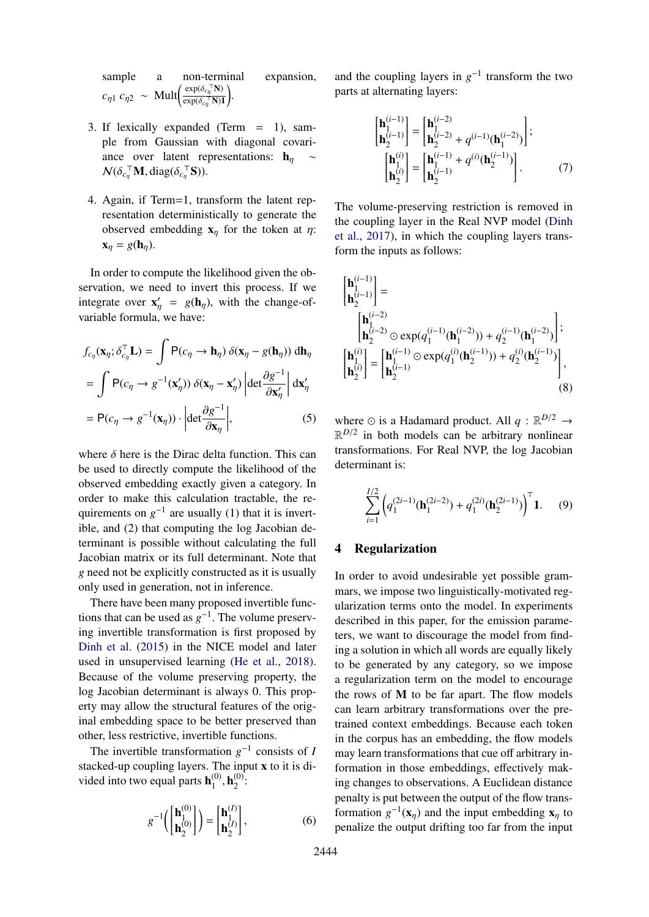sample a non-terminal expansion, $c_{\eta 1}\ c_{\eta 2} \sim \text{Mult}\left(\frac{\exp(\delta_{c_\eta}^\top \mathbf{N})}{\exp(\delta_{c_\eta}^\top \mathbf{N})\mathbf{1}}\right)$.

3. If lexically expanded (Term = 1), sample from Gaussian with diagonal covariance over latent representations: $\mathbf{h}_\eta \sim \mathcal{N}(\delta_{c_\eta}^\top \mathbf{M}, \text{diag}(\delta_{c_\eta}^\top \mathbf{S}))$.

4. Again, if Term=1, transform the latent representation deterministically to generate the observed embedding $\mathbf{x}_\eta$ for the token at $\eta$: $\mathbf{x}_\eta = g(\mathbf{h}_\eta)$.

In order to compute the likelihood given the observation, we need to invert this process. If we integrate over $\mathbf{x}'_\eta = g(\mathbf{h}_\eta)$, with the change-of-variable formula, we have:

$$
\begin{aligned}
f_{c_\eta}(\mathbf{x}_\eta; \delta_{c_\eta}^\top \mathbf{L}) &= \int \mathsf{P}(c_\eta \to \mathbf{h}_\eta)\ \delta(\mathbf{x}_\eta - g(\mathbf{h}_\eta))\ \mathrm{d}\mathbf{h}_\eta \\
&= \int \mathsf{P}(c_\eta \to g^{-1}(\mathbf{x}'_\eta))\ \delta(\mathbf{x}_\eta - \mathbf{x}'_\eta) \left|\det \frac{\partial g^{-1}}{\partial \mathbf{x}'_\eta}\right| \mathrm{d}\mathbf{x}'_\eta \\
&= \mathsf{P}(c_\eta \to g^{-1}(\mathbf{x}_\eta)) \cdot \left|\det \frac{\partial g^{-1}}{\partial \mathbf{x}_\eta}\right|, \qquad (5)
\end{aligned}
$$

where $\delta$ here is the Dirac delta function. This can be used to directly compute the likelihood of the observed embedding exactly given a category. In order to make this calculation tractable, the requirements on $g^{-1}$ are usually (1) that it is invertible, and (2) that computing the log Jacobian determinant is possible without calculating the full Jacobian matrix or its full determinant. Note that $g$ need not be explicitly constructed as it is usually only used in generation, not in inference.

There have been many proposed invertible functions that can be used as $g^{-1}$. The volume preserving invertible transformation is first proposed by Dinh et al. (2015) in the NICE model and later used in unsupervised learning (He et al., 2018). Because of the volume preserving property, the log Jacobian determinant is always 0. This property may allow the structural features of the original embedding space to be better preserved than other, less restrictive, invertible functions.

The invertible transformation $g^{-1}$ consists of $I$ stacked-up coupling layers. The input $\mathbf{x}$ to it is divided into two equal parts $\mathbf{h}_1^{(0)}, \mathbf{h}_2^{(0)}$:

$$
g^{-1}\left(\begin{bmatrix}\mathbf{h}_1^{(0)} \\ \mathbf{h}_2^{(0)}\end{bmatrix}\right) = \begin{bmatrix}\mathbf{h}_1^{(I)} \\ \mathbf{h}_2^{(I)}\end{bmatrix}, \qquad (6)
$$

and the coupling layers in $g^{-1}$ transform the two parts at alternating layers:

$$
\begin{aligned}
\begin{bmatrix}\mathbf{h}_1^{(i-1)} \\ \mathbf{h}_2^{(i-1)}\end{bmatrix} &= \begin{bmatrix}\mathbf{h}_1^{(i-2)} \\ \mathbf{h}_2^{(i-2)} + q^{(i-1)}(\mathbf{h}_1^{(i-2)})\end{bmatrix}; \\
\begin{bmatrix}\mathbf{h}_1^{(i)} \\ \mathbf{h}_2^{(i)}\end{bmatrix} &= \begin{bmatrix}\mathbf{h}_1^{(i-1)} + q^{(i)}(\mathbf{h}_2^{(i-1)}) \\ \mathbf{h}_2^{(i-1)}\end{bmatrix}. \qquad (7)
\end{aligned}
$$

The volume-preserving restriction is removed in the coupling layer in the Real NVP model (Dinh et al., 2017), in which the coupling layers transform the inputs as follows:

$$
\begin{aligned}
&\begin{bmatrix}\mathbf{h}_1^{(i-1)} \\ \mathbf{h}_2^{(i-1)}\end{bmatrix} = \\
&\quad\begin{bmatrix}\mathbf{h}_1^{(i-2)} \\ \mathbf{h}_2^{(i-2)} \odot \exp(q_1^{(i-1)}(\mathbf{h}_1^{(i-2)})) + q_2^{(i-1)}(\mathbf{h}_1^{(i-2)})\end{bmatrix}; \\
&\begin{bmatrix}\mathbf{h}_1^{(i)} \\ \mathbf{h}_2^{(i)}\end{bmatrix} = \begin{bmatrix}\mathbf{h}_1^{(i-1)} \odot \exp(q_1^{(i)}(\mathbf{h}_2^{(i-1)})) + q_2^{(i)}(\mathbf{h}_2^{(i-1)}) \\ \mathbf{h}_2^{(i-1)}\end{bmatrix}, \\
&\qquad (8)
\end{aligned}
$$

where $\odot$ is a Hadamard product. All $q : \mathbb{R}^{D/2} \to \mathbb{R}^{D/2}$ in both models can be arbitrary nonlinear transformations. For Real NVP, the log Jacobian determinant is:

$$
\sum_{i=1}^{I/2} \left(q_1^{(2i-1)}(\mathbf{h}_1^{(2i-2)}) + q_1^{(2i)}(\mathbf{h}_2^{(2i-1)})\right)^\top \mathbf{1}. \qquad (9)
$$

## 4 Regularization

In order to avoid undesirable yet possible grammars, we impose two linguistically-motivated regularization terms onto the model. In experiments described in this paper, for the emission parameters, we want to discourage the model from finding a solution in which all words are equally likely to be generated by any category, so we impose a regularization term on the model to encourage the rows of $\mathbf{M}$ to be far apart. The flow models can learn arbitrary transformations over the pretrained context embeddings. Because each token in the corpus has an embedding, the flow models may learn transformations that cue off arbitrary information in those embeddings, effectively making changes to observations. A Euclidean distance penalty is put between the output of the flow transformation $g^{-1}(\mathbf{x}_\eta)$ and the input embedding $\mathbf{x}_\eta$ to penalize the output drifting too far from the input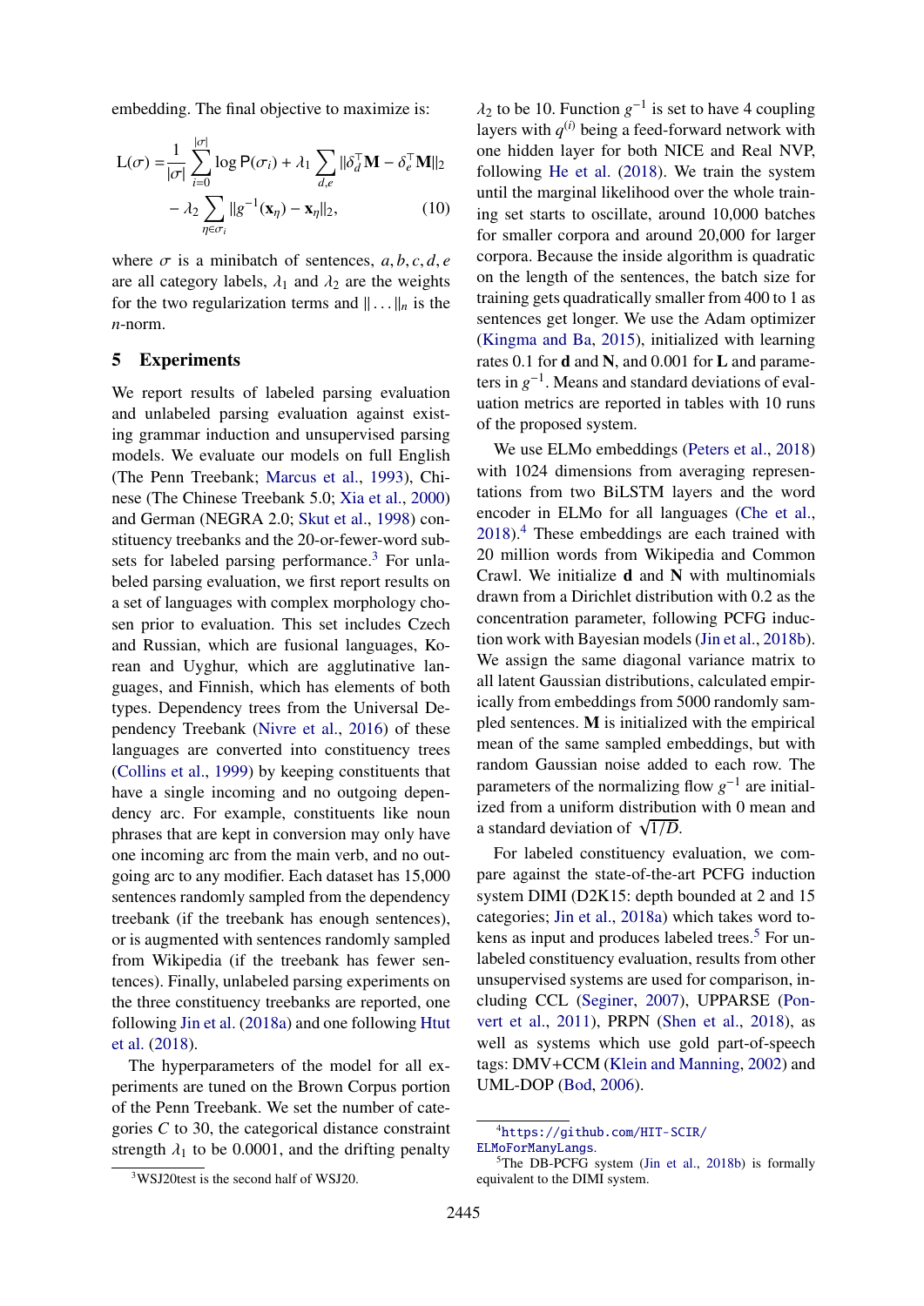embedding. The final objective to maximize is:

$$\mathsf{L}(\sigma) = \frac{1}{|\sigma|}\sum_{i=0}^{|\sigma|} \log \mathsf{P}(\sigma_i) + \lambda_1 \sum_{d,e} \|\delta_d^\top \mathbf{M} - \delta_e^\top \mathbf{M}\|_2 - \lambda_2 \sum_{\eta \in \sigma_i} \|g^{-1}(\mathbf{x}_\eta) - \mathbf{x}_\eta\|_2, \tag{10}$$

where $\sigma$ is a minibatch of sentences, $a, b, c, d, e$ are all category labels, $\lambda_1$ and $\lambda_2$ are the weights for the two regularization terms and $\|\ldots\|_n$ is the $n$-norm.

## 5 Experiments

We report results of labeled parsing evaluation and unlabeled parsing evaluation against existing grammar induction and unsupervised parsing models. We evaluate our models on full English (The Penn Treebank; Marcus et al., 1993), Chinese (The Chinese Treebank 5.0; Xia et al., 2000) and German (NEGRA 2.0; Skut et al., 1998) constituency treebanks and the 20-or-fewer-word subsets for labeled parsing performance.[3] For unlabeled parsing evaluation, we first report results on a set of languages with complex morphology chosen prior to evaluation. This set includes Czech and Russian, which are fusional languages, Korean and Uyghur, which are agglutinative languages, and Finnish, which has elements of both types. Dependency trees from the Universal Dependency Treebank (Nivre et al., 2016) of these languages are converted into constituency trees (Collins et al., 1999) by keeping constituents that have a single incoming and no outgoing dependency arc. For example, constituents like noun phrases that are kept in conversion may only have one incoming arc from the main verb, and no outgoing arc to any modifier. Each dataset has 15,000 sentences randomly sampled from the dependency treebank (if the treebank has enough sentences), or is augmented with sentences randomly sampled from Wikipedia (if the treebank has fewer sentences). Finally, unlabeled parsing experiments on the three constituency treebanks are reported, one following Jin et al. (2018a) and one following Htut et al. (2018).

The hyperparameters of the model for all experiments are tuned on the Brown Corpus portion of the Penn Treebank. We set the number of categories $C$ to 30, the categorical distance constraint strength $\lambda_1$ to be 0.0001, and the drifting penalty $\lambda_2$ to be 10. Function $g^{-1}$ is set to have 4 coupling layers with $q^{(i)}$ being a feed-forward network with one hidden layer for both NICE and Real NVP, following He et al. (2018). We train the system until the marginal likelihood over the whole training set starts to oscillate, around 10,000 batches for smaller corpora and around 20,000 for larger corpora. Because the inside algorithm is quadratic on the length of the sentences, the batch size for training gets quadratically smaller from 400 to 1 as sentences get longer. We use the Adam optimizer (Kingma and Ba, 2015), initialized with learning rates 0.1 for **d** and **N**, and 0.001 for **L** and parameters in $g^{-1}$. Means and standard deviations of evaluation metrics are reported in tables with 10 runs of the proposed system.

We use ELMo embeddings (Peters et al., 2018) with 1024 dimensions from averaging representations from two BiLSTM layers and the word encoder in ELMo for all languages (Che et al., 2018).[4] These embeddings are each trained with 20 million words from Wikipedia and Common Crawl. We initialize **d** and **N** with multinomials drawn from a Dirichlet distribution with 0.2 as the concentration parameter, following PCFG induction work with Bayesian models (Jin et al., 2018b). We assign the same diagonal variance matrix to all latent Gaussian distributions, calculated empirically from embeddings from 5000 randomly sampled sentences. **M** is initialized with the empirical mean of the same sampled embeddings, but with random Gaussian noise added to each row. The parameters of the normalizing flow $g^{-1}$ are initialized from a uniform distribution with 0 mean and a standard deviation of $\sqrt{1/D}$.

For labeled constituency evaluation, we compare against the state-of-the-art PCFG induction system DIMI (D2K15: depth bounded at 2 and 15 categories; Jin et al., 2018a) which takes word tokens as input and produces labeled trees.[5] For unlabeled constituency evaluation, results from other unsupervised systems are used for comparison, including CCL (Seginer, 2007), UPPARSE (Ponvert et al., 2011), PRPN (Shen et al., 2018), as well as systems which use gold part-of-speech tags: DMV+CCM (Klein and Manning, 2002) and UML-DOP (Bod, 2006).

[3] WSJ20test is the second half of WSJ20.

[4] https://github.com/HIT-SCIR/ELMoForManyLangs.

[5] The DB-PCFG system (Jin et al., 2018b) is formally equivalent to the DIMI system.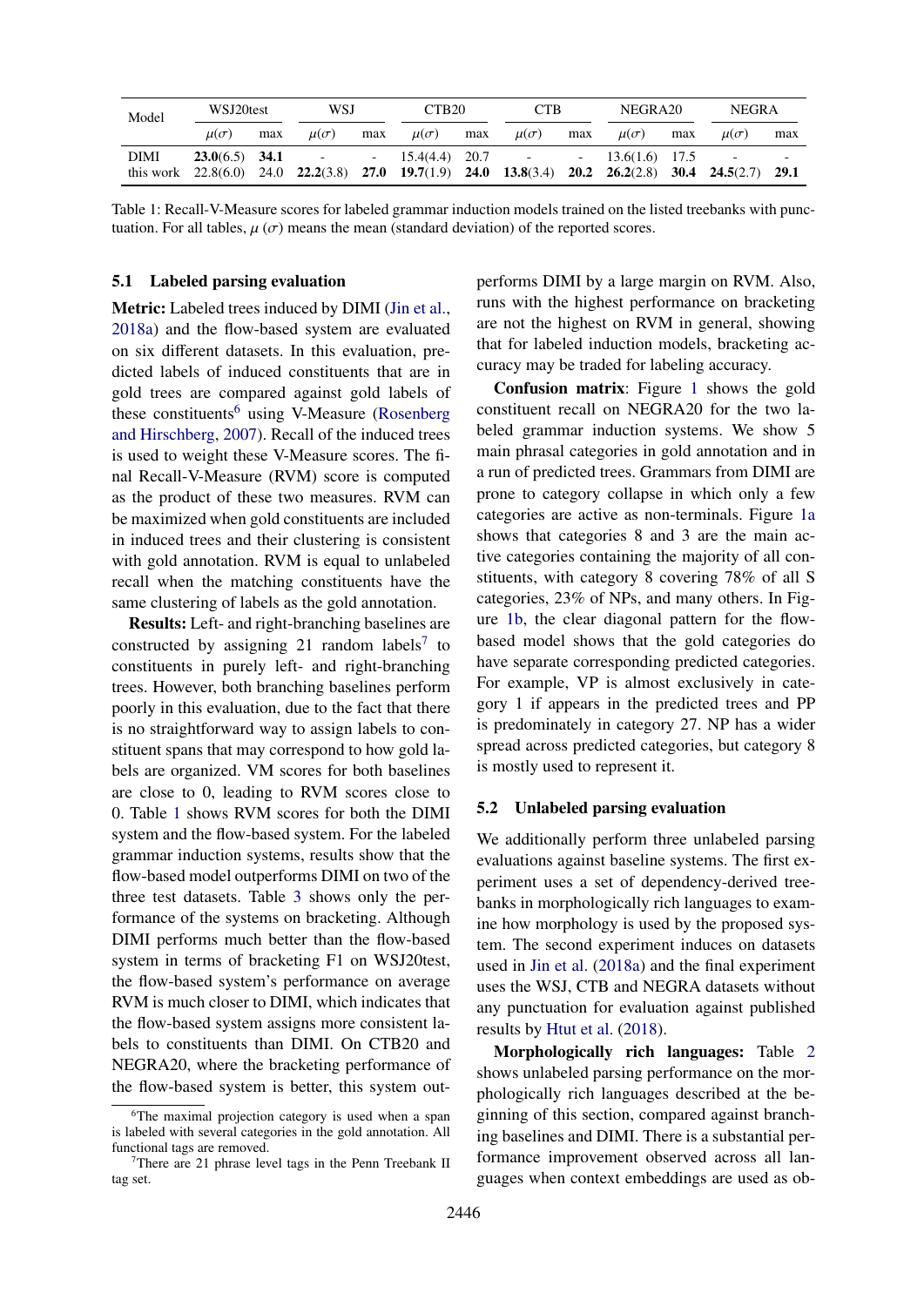| Model | WSJ20test | | WSJ | | CTB20 | | CTB | | NEGRA20 | | NEGRA | |
|---|---|---|---|---|---|---|---|---|---|---|---|---|
| | $\mu(\sigma)$ | max | $\mu(\sigma)$ | max | $\mu(\sigma)$ | max | $\mu(\sigma)$ | max | $\mu(\sigma)$ | max | $\mu(\sigma)$ | max |
| DIMI | **23.0**(6.5) | **34.1** | - | - | 15.4(4.4) | 20.7 | - | - | 13.6(1.6) | 17.5 | - | - |
| this work | 22.8(6.0) | 24.0 | **22.2**(3.8) | **27.0** | **19.7**(1.9) | **24.0** | **13.8**(3.4) | **20.2** | **26.2**(2.8) | **30.4** | **24.5**(2.7) | **29.1** |

Table 1: Recall-V-Measure scores for labeled grammar induction models trained on the listed treebanks with punctuation. For all tables, $\mu$ ($\sigma$) means the mean (standard deviation) of the reported scores.

### 5.1 Labeled parsing evaluation

**Metric:** Labeled trees induced by DIMI (Jin et al., 2018a) and the flow-based system are evaluated on six different datasets. In this evaluation, predicted labels of induced constituents in gold trees are compared against gold labels of these constituents[6] using V-Measure (Rosenberg and Hirschberg, 2007). Recall of the induced trees is used to weight these V-Measure scores. The final Recall-V-Measure (RVM) score is computed as the product of these two measures. RVM can be maximized when gold constituents are included in induced trees and their clustering is consistent with gold annotation. RVM is equal to unlabeled recall when the matching constituents have the same clustering of labels as the gold annotation.

**Results:** Left- and right-branching baselines are constructed by assigning 21 random labels[7] to constituents in purely left- and right-branching trees. However, both branching baselines perform poorly in this evaluation, due to the fact that there is no straightforward way to assign labels to constituent spans that may correspond to how gold labels are organized. VM scores for both baselines are close to 0, leading to RVM scores close to 0. Table 1 shows RVM scores for both the DIMI system and the flow-based system. For the labeled grammar induction systems, results show that the flow-based model outperforms DIMI on two of the three test datasets. Table 3 shows only the performance of the systems on bracketing. Although DIMI performs much better than the flow-based system in terms of bracketing F1 on WSJ20test, the flow-based system's performance on average RVM is much closer to DIMI, which indicates that the flow-based system assigns more consistent labels to constituents than DIMI. On CTB20 and NEGRA20, where the bracketing performance of the flow-based system is better, this system outperforms DIMI by a large margin on RVM. Also, runs with the highest performance on bracketing are not the highest on RVM in general, showing that for labeled induction models, bracketing accuracy may be traded for labeling accuracy.

**Confusion matrix**: Figure 1 shows the gold constituent recall on NEGRA20 for the two labeled grammar induction systems. We show 5 main phrasal categories in gold annotation and in a run of predicted trees. Grammars from DIMI are prone to category collapse in which only a few categories are active as non-terminals. Figure 1a shows that categories 8 and 3 are the main active categories containing the majority of all constituents, with category 8 covering 78% of all S categories, 23% of NPs, and many others. In Figure 1b, the clear diagonal pattern for the flow-based model shows that the gold categories do have separate corresponding predicted categories. For example, VP is almost exclusively in category 1 if appears in the predicted trees and PP is predominately in category 27. NP has a wider spread across predicted categories, but category 8 is mostly used to represent it.

### 5.2 Unlabeled parsing evaluation

We additionally perform three unlabeled parsing evaluations against baseline systems. The first experiment uses a set of dependency-derived treebanks in morphologically rich languages to examine how morphology is used by the proposed system. The second experiment induces on datasets used in Jin et al. (2018a) and the final experiment uses the WSJ, CTB and NEGRA datasets without any punctuation for evaluation against published results by Htut et al. (2018).

**Morphologically rich languages:** Table 2 shows unlabeled parsing performance on the morphologically rich languages described at the beginning of this section, compared against branching baselines and DIMI. There is a substantial performance improvement observed across all languages when context embeddings are used as ob-

[6] The maximal projection category is used when a span is labeled with several categories in the gold annotation. All functional tags are removed.

[7] There are 21 phrase level tags in the Penn Treebank II tag set.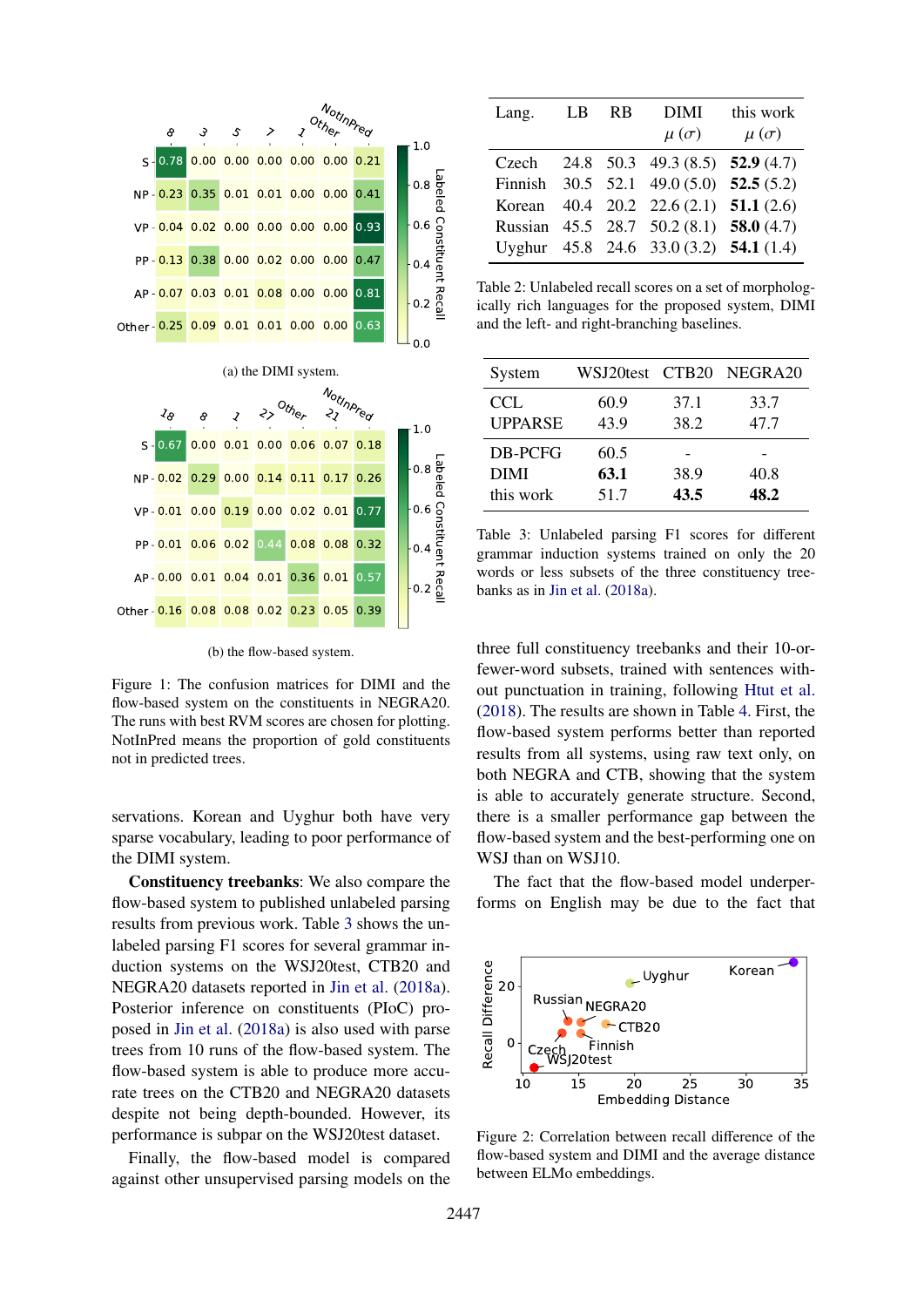Figure 1: The confusion matrices for DIMI and the flow-based system on the constituents in NEGRA20. The runs with best RVM scores are chosen for plotting. NotInPred means the proportion of gold constituents not in predicted trees.

(a) the DIMI system.

(b) the flow-based system.

servations. Korean and Uyghur both have very sparse vocabulary, leading to poor performance of the DIMI system.

**Constituency treebanks**: We also compare the flow-based system to published unlabeled parsing results from previous work. Table 3 shows the unlabeled parsing F1 scores for several grammar induction systems on the WSJ20test, CTB20 and NEGRA20 datasets reported in Jin et al. (2018a). Posterior inference on constituents (PIoC) proposed in Jin et al. (2018a) is also used with parse trees from 10 runs of the flow-based system. The flow-based system is able to produce more accurate trees on the CTB20 and NEGRA20 datasets despite not being depth-bounded. However, its performance is subpar on the WSJ20test dataset.

Finally, the flow-based model is compared against other unsupervised parsing models on the three full constituency treebanks and their 10-or-fewer-word subsets, trained with sentences without punctuation in training, following Htut et al. (2018). The results are shown in Table 4. First, the flow-based system performs better than reported results from all systems, using raw text only, on both NEGRA and CTB, showing that the system is able to accurately generate structure. Second, there is a smaller performance gap between the flow-based system and the best-performing one on WSJ than on WSJ10.

The fact that the flow-based model underperforms on English may be due to the fact that

| Lang. | LB | RB | DIMI $\mu$ ($\sigma$) | this work $\mu$ ($\sigma$) |
|---|---|---|---|---|
| Czech | 24.8 | 50.3 | 49.3 (8.5) | **52.9** (4.7) |
| Finnish | 30.5 | 52.1 | 49.0 (5.0) | **52.5** (5.2) |
| Korean | 40.4 | 20.2 | 22.6 (2.1) | **51.1** (2.6) |
| Russian | 45.5 | 28.7 | 50.2 (8.1) | **58.0** (4.7) |
| Uyghur | 45.8 | 24.6 | 33.0 (3.2) | **54.1** (1.4) |

Table 2: Unlabeled recall scores on a set of morphologically rich languages for the proposed system, DIMI and the left- and right-branching baselines.

| System | WSJ20test | CTB20 | NEGRA20 |
|---|---|---|---|
| CCL | 60.9 | 37.1 | 33.7 |
| UPPARSE | 43.9 | 38.2 | 47.7 |
| DB-PCFG | 60.5 | - | - |
| DIMI | **63.1** | 38.9 | 40.8 |
| this work | 51.7 | **43.5** | **48.2** |

Table 3: Unlabeled parsing F1 scores for different grammar induction systems trained on only the 20 words or less subsets of the three constituency treebanks as in Jin et al. (2018a).

Figure 2: Correlation between recall difference of the flow-based system and DIMI and the average distance between ELMo embeddings.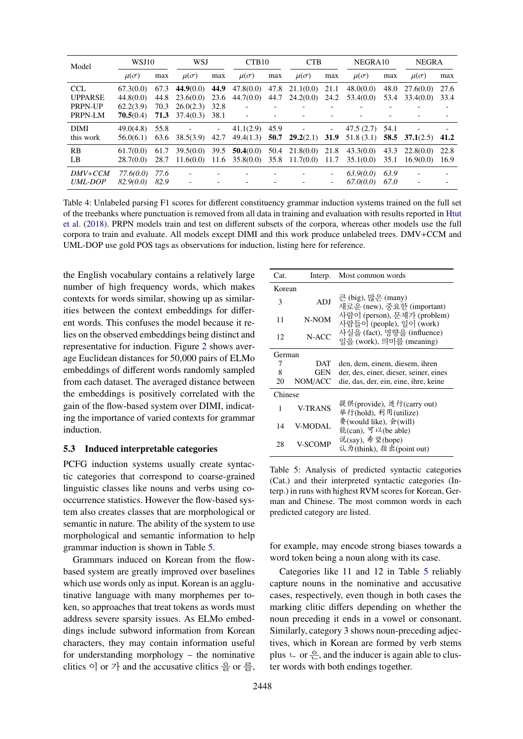| Model | WSJ10 | | WSJ | | CTB10 | | CTB | | NEGRA10 | | NEGRA | |
|---|---|---|---|---|---|---|---|---|---|---|---|---|
| | $\mu(\sigma)$ | max | $\mu(\sigma)$ | max | $\mu(\sigma)$ | max | $\mu(\sigma)$ | max | $\mu(\sigma)$ | max | $\mu(\sigma)$ | max |
| CCL | 67.3(0.0) | 67.3 | **44.9**(0.0) | **44.9** | 47.8(0.0) | 47.8 | 21.1(0.0) | 21.1 | 48.0(0.0) | 48.0 | 27.6(0.0) | 27.6 |
| UPPARSE | 44.8(0.0) | 44.8 | 23.6(0.0) | 23.6 | 44.7(0.0) | 44.7 | 24.2(0.0) | 24.2 | 53.4(0.0) | 53.4 | 33.4(0.0) | 33.4 |
| PRPN-UP | 62.2(3.9) | 70.3 | 26.0(2.3) | 32.8 | - | - | - | - | - | - | - | - |
| PRPN-LM | **70.5**(0.4) | **71.3** | 37.4(0.3) | 38.1 | - | - | - | - | - | - | - | - |
| DIMI | 49.0(4.8) | 55.8 | - | - | 41.1(2.9) | 45.9 | - | - | 47.5 (2.7) | 54.1 | - | - |
| this work | 56.0(6.1) | 63.6 | 38.5(3.9) | 42.7 | 49.4(1.3) | **50.7** | **29.2**(2.1) | **31.9** | 51.8 (3.1) | **58.5** | **37.1**(2.5) | **41.2** |
| RB | 61.7(0.0) | 61.7 | 39.5(0.0) | 39.5 | **50.4**(0.0) | 50.4 | 21.8(0.0) | 21.8 | 43.3(0.0) | 43.3 | 22.8(0.0) | 22.8 |
| LB | 28.7(0.0) | 28.7 | 11.6(0.0) | 11.6 | 35.8(0.0) | 35.8 | 11.7(0.0) | 11.7 | 35.1(0.0) | 35.1 | 16.9(0.0) | 16.9 |
| *DMV+CCM* | *77.6(0.0)* | *77.6* | - | - | - | - | - | - | *63.9(0.0)* | *63.9* | - | - |
| *UML-DOP* | *82.9(0.0)* | *82.9* | - | - | - | - | - | - | *67.0(0.0)* | *67.0* | - | - |

Table 4: Unlabeled parsing F1 scores for different constituency grammar induction systems trained on the full set of the treebanks where punctuation is removed from all data in training and evaluation with results reported in Htut et al. (2018). PRPN models train and test on different subsets of the corpora, whereas other models use the full corpora to train and evaluate. All models except DIMI and this work produce unlabeled trees. DMV+CCM and UML-DOP use gold POS tags as observations for induction, listing here for reference.

the English vocabulary contains a relatively large number of high frequency words, which makes contexts for words similar, showing up as similarities between the context embeddings for different words. This confuses the model because it relies on the observed embeddings being distinct and representative for induction. Figure 2 shows average Euclidean distances for 50,000 pairs of ELMo embeddings of different words randomly sampled from each dataset. The averaged distance between the embeddings is positively correlated with the gain of the flow-based system over DIMI, indicating the importance of varied contexts for grammar induction.

### 5.3 Induced interpretable categories

PCFG induction systems usually create syntactic categories that correspond to coarse-grained linguistic classes like nouns and verbs using co-occurrence statistics. However the flow-based system also creates classes that are morphological or semantic in nature. The ability of the system to use morphological and semantic information to help grammar induction is shown in Table 5.

| Cat. | Interp. | Most common words |
|---|---|---|
| Korean | | |
| 3 | ADJ | 큰 (big), 많은 (many) 새로운 (new), 중요한 (important) |
| 11 | N-NOM | 사람이 (person), 문제가 (problem) 사람들이 (people), 일이 (work) |
| 12 | N-ACC | 사실을 (fact), 영향을 (influence) 일을 (work), 의미를 (meaning) |
| German | | |
| 7 | DAT | den, dem, einem, diesem, ihren |
| 8 | GEN | der, des, einer, dieser, seiner, eines |
| 20 | NOM/ACC | die, das, der, ein, eine, ihre, keine |
| Chinese | | |
| 1 | V-TRANS | 提供(provide), 进行(carry out) 举行(hold), 利用(utilize) |
| 14 | V-MODAL | 要(would like), 会(will) 能(can), 可以(be able) |
| 28 | V-SCOMP | 说(say), 希望(hope) 认为(think), 指出(point out) |

Table 5: Analysis of predicted syntactic categories (Cat.) and their interpreted syntactic categories (Interp.) in runs with highest RVM scores for Korean, German and Chinese. The most common words in each predicted category are listed.

Grammars induced on Korean from the flow-based system are greatly improved over baselines which use words only as input. Korean is an agglutinative language with many morphemes per token, so approaches that treat tokens as words must address severe sparsity issues. As ELMo embeddings include subword information from Korean characters, they may contain information useful for understanding morphology – the nominative clitics 이 or 가 and the accusative clitics 을 or 를, for example, may encode strong biases towards a word token being a noun along with its case.

Categories like 11 and 12 in Table 5 reliably capture nouns in the nominative and accusative cases, respectively, even though in both cases the marking clitic differs depending on whether the noun preceding it ends in a vowel or consonant. Similarly, category 3 shows noun-preceding adjectives, which in Korean are formed by verb stems plus ㄴ or 은, and the inducer is again able to cluster words with both endings together.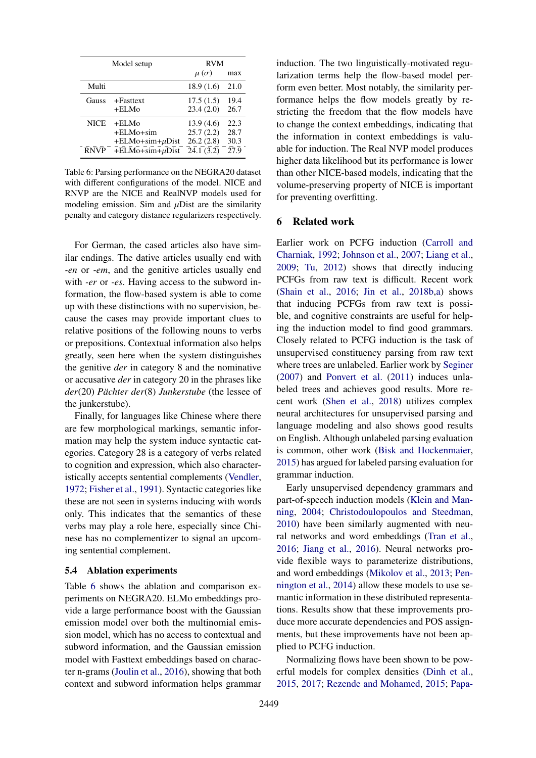| Model setup | | RVM $\mu$ ($\sigma$) | max |
|---|---|---|---|
| Multi | | 18.9 (1.6) | 21.0 |
| Gauss | +Fasttext | 17.5 (1.5) | 19.4 |
| | +ELMo | 23.4 (2.0) | 26.7 |
| NICE | +ELMo | 13.9 (4.6) | 22.3 |
| | +ELMo+sim | 25.7 (2.2) | 28.7 |
| | +ELMo+sim+$\mu$Dist | 26.2 (2.8) | 30.3 |
| RNVP | +ELMo+sim+$\mu$Dist | 24.1 (3.2) | 27.9 |

Table 6: Parsing performance on the NEGRA20 dataset with different configurations of the model. NICE and RNVP are the NICE and RealNVP models used for modeling emission. Sim and $\mu$Dist are the similarity penalty and category distance regularizers respectively.

For German, the cased articles also have similar endings. The dative articles usually end with *-en* or *-em*, and the genitive articles usually end with *-er* or *-es*. Having access to the subword information, the flow-based system is able to come up with these distinctions with no supervision, because the cases may provide important clues to relative positions of the following nouns to verbs or prepositions. Contextual information also helps greatly, seen here when the system distinguishes the genitive *der* in category 8 and the nominative or accusative *der* in category 20 in the phrases like *der*(20) *Pächter der*(8) *Junkerstube* (the lessee of the junkerstube).

Finally, for languages like Chinese where there are few morphological markings, semantic information may help the system induce syntactic categories. Category 28 is a category of verbs related to cognition and expression, which also characteristically accepts sentential complements (Vendler, 1972; Fisher et al., 1991). Syntactic categories like these are not seen in systems inducing with words only. This indicates that the semantics of Chinese verbs may play a role here, especially since Chinese has no complementizer to signal an upcoming sentential complement.

### 5.4 Ablation experiments

Table 6 shows the ablation and comparison experiments on NEGRA20. ELMo embeddings provide a large performance boost with the Gaussian emission model over both the multinomial emission model, which has no access to contextual and subword information, and the Gaussian emission model with Fasttext embeddings based on character n-grams (Joulin et al., 2016), showing that both context and subword information helps grammar induction. The two linguistically-motivated regularization terms help the flow-based model perform even better. Most notably, the similarity performance helps the flow models greatly by restricting the freedom that the flow models have to change the context embeddings, indicating that the information in context embeddings is valuable for induction. The Real NVP model produces higher data likelihood but its performance is lower than other NICE-based models, indicating that the volume-preserving property of NICE is important for preventing overfitting.

## 6 Related work

Earlier work on PCFG induction (Carroll and Charniak, 1992; Johnson et al., 2007; Liang et al., 2009; Tu, 2012) shows that directly inducing PCFGs from raw text is difficult. Recent work (Shain et al., 2016; Jin et al., 2018b,a) shows that inducing PCFGs from raw text is possible, and cognitive constraints are useful for helping the induction model to find good grammars. Closely related to PCFG induction is the task of unsupervised constituency parsing from raw text where trees are unlabeled. Earlier work by Seginer (2007) and Ponvert et al. (2011) induces unlabeled trees and achieves good results. More recent work (Shen et al., 2018) utilizes complex neural architectures for unsupervised parsing and language modeling and also shows good results on English. Although unlabeled parsing evaluation is common, other work (Bisk and Hockenmaier, 2015) has argued for labeled parsing evaluation for grammar induction.

Early unsupervised dependency grammars and part-of-speech induction models (Klein and Manning, 2004; Christodoulopoulos and Steedman, 2010) have been similarly augmented with neural networks and word embeddings (Tran et al., 2016; Jiang et al., 2016). Neural networks provide flexible ways to parameterize distributions, and word embeddings (Mikolov et al., 2013; Pennington et al., 2014) allow these models to use semantic information in these distributed representations. Results show that these improvements produce more accurate dependencies and POS assignments, but these improvements have not been applied to PCFG induction.

Normalizing flows have been shown to be powerful models for complex densities (Dinh et al., 2015, 2017; Rezende and Mohamed, 2015; Papa-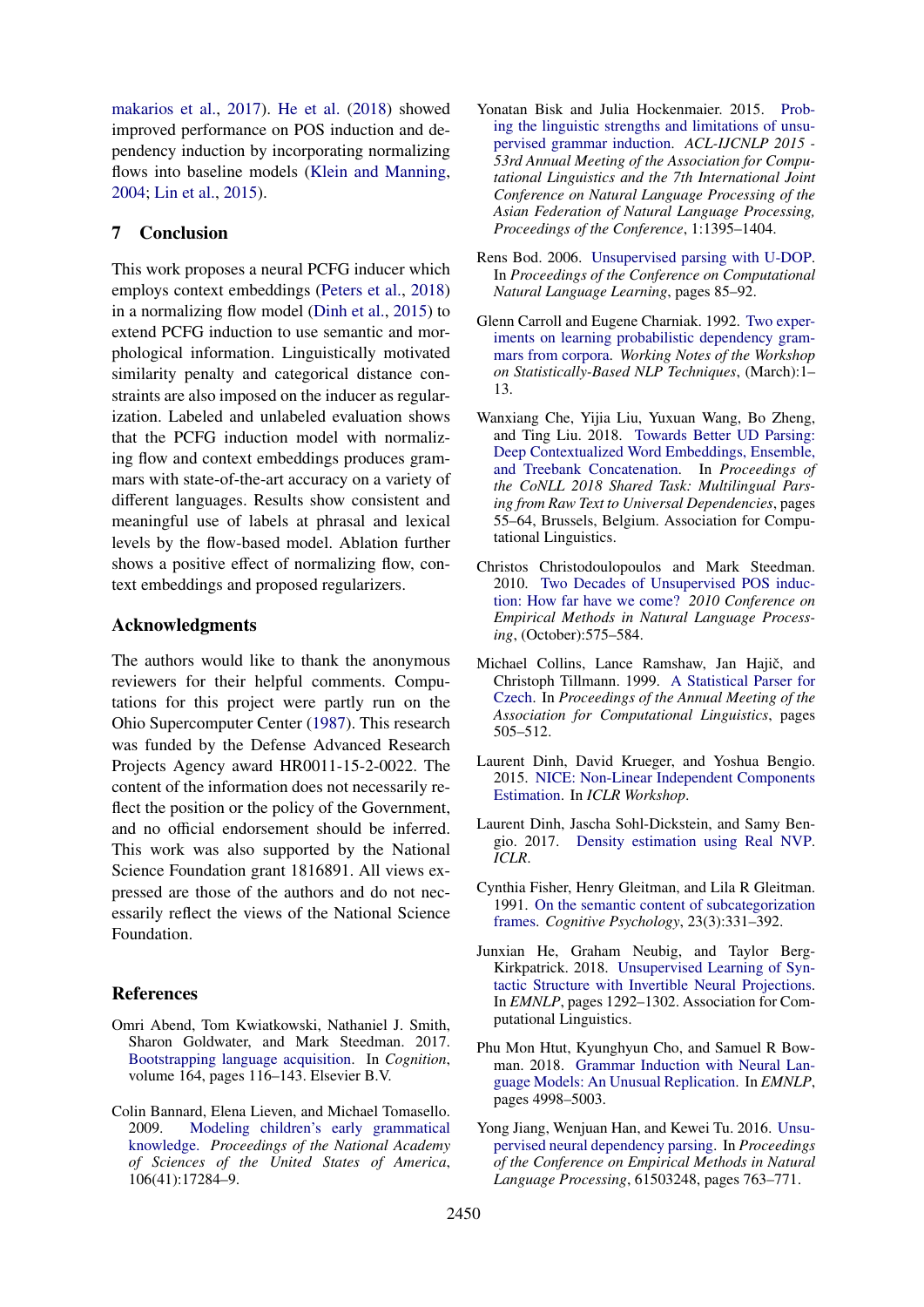makarios et al., 2017). He et al. (2018) showed improved performance on POS induction and dependency induction by incorporating normalizing flows into baseline models (Klein and Manning, 2004; Lin et al., 2015).

## 7 Conclusion

This work proposes a neural PCFG inducer which employs context embeddings (Peters et al., 2018) in a normalizing flow model (Dinh et al., 2015) to extend PCFG induction to use semantic and morphological information. Linguistically motivated similarity penalty and categorical distance constraints are also imposed on the inducer as regularization. Labeled and unlabeled evaluation shows that the PCFG induction model with normalizing flow and context embeddings produces grammars with state-of-the-art accuracy on a variety of different languages. Results show consistent and meaningful use of labels at phrasal and lexical levels by the flow-based model. Ablation further shows a positive effect of normalizing flow, context embeddings and proposed regularizers.

## Acknowledgments

The authors would like to thank the anonymous reviewers for their helpful comments. Computations for this project were partly run on the Ohio Supercomputer Center (1987). This research was funded by the Defense Advanced Research Projects Agency award HR0011-15-2-0022. The content of the information does not necessarily reflect the position or the policy of the Government, and no official endorsement should be inferred. This work was also supported by the National Science Foundation grant 1816891. All views expressed are those of the authors and do not necessarily reflect the views of the National Science Foundation.

## References

Omri Abend, Tom Kwiatkowski, Nathaniel J. Smith, Sharon Goldwater, and Mark Steedman. 2017. Bootstrapping language acquisition. In *Cognition*, volume 164, pages 116–143. Elsevier B.V.

Colin Bannard, Elena Lieven, and Michael Tomasello. 2009. Modeling children's early grammatical knowledge. *Proceedings of the National Academy of Sciences of the United States of America*, 106(41):17284–9.

Yonatan Bisk and Julia Hockenmaier. 2015. Probing the linguistic strengths and limitations of unsupervised grammar induction. *ACL-IJCNLP 2015 - 53rd Annual Meeting of the Association for Computational Linguistics and the 7th International Joint Conference on Natural Language Processing of the Asian Federation of Natural Language Processing, Proceedings of the Conference*, 1:1395–1404.

Rens Bod. 2006. Unsupervised parsing with U-DOP. In *Proceedings of the Conference on Computational Natural Language Learning*, pages 85–92.

Glenn Carroll and Eugene Charniak. 1992. Two experiments on learning probabilistic dependency grammars from corpora. *Working Notes of the Workshop on Statistically-Based NLP Techniques*, (March):1–13.

Wanxiang Che, Yijia Liu, Yuxuan Wang, Bo Zheng, and Ting Liu. 2018. Towards Better UD Parsing: Deep Contextualized Word Embeddings, Ensemble, and Treebank Concatenation. In *Proceedings of the CoNLL 2018 Shared Task: Multilingual Parsing from Raw Text to Universal Dependencies*, pages 55–64, Brussels, Belgium. Association for Computational Linguistics.

Christos Christodoulopoulos and Mark Steedman. 2010. Two Decades of Unsupervised POS induction: How far have we come? *2010 Conference on Empirical Methods in Natural Language Processing*, (October):575–584.

Michael Collins, Lance Ramshaw, Jan Hajič, and Christoph Tillmann. 1999. A Statistical Parser for Czech. In *Proceedings of the Annual Meeting of the Association for Computational Linguistics*, pages 505–512.

Laurent Dinh, David Krueger, and Yoshua Bengio. 2015. NICE: Non-Linear Independent Components Estimation. In *ICLR Workshop*.

Laurent Dinh, Jascha Sohl-Dickstein, and Samy Bengio. 2017. Density estimation using Real NVP. *ICLR*.

Cynthia Fisher, Henry Gleitman, and Lila R Gleitman. 1991. On the semantic content of subcategorization frames. *Cognitive Psychology*, 23(3):331–392.

Junxian He, Graham Neubig, and Taylor Berg-Kirkpatrick. 2018. Unsupervised Learning of Syntactic Structure with Invertible Neural Projections. In *EMNLP*, pages 1292–1302. Association for Computational Linguistics.

Phu Mon Htut, Kyunghyun Cho, and Samuel R Bowman. 2018. Grammar Induction with Neural Language Models: An Unusual Replication. In *EMNLP*, pages 4998–5003.

Yong Jiang, Wenjuan Han, and Kewei Tu. 2016. Unsupervised neural dependency parsing. In *Proceedings of the Conference on Empirical Methods in Natural Language Processing*, 61503248, pages 763–771.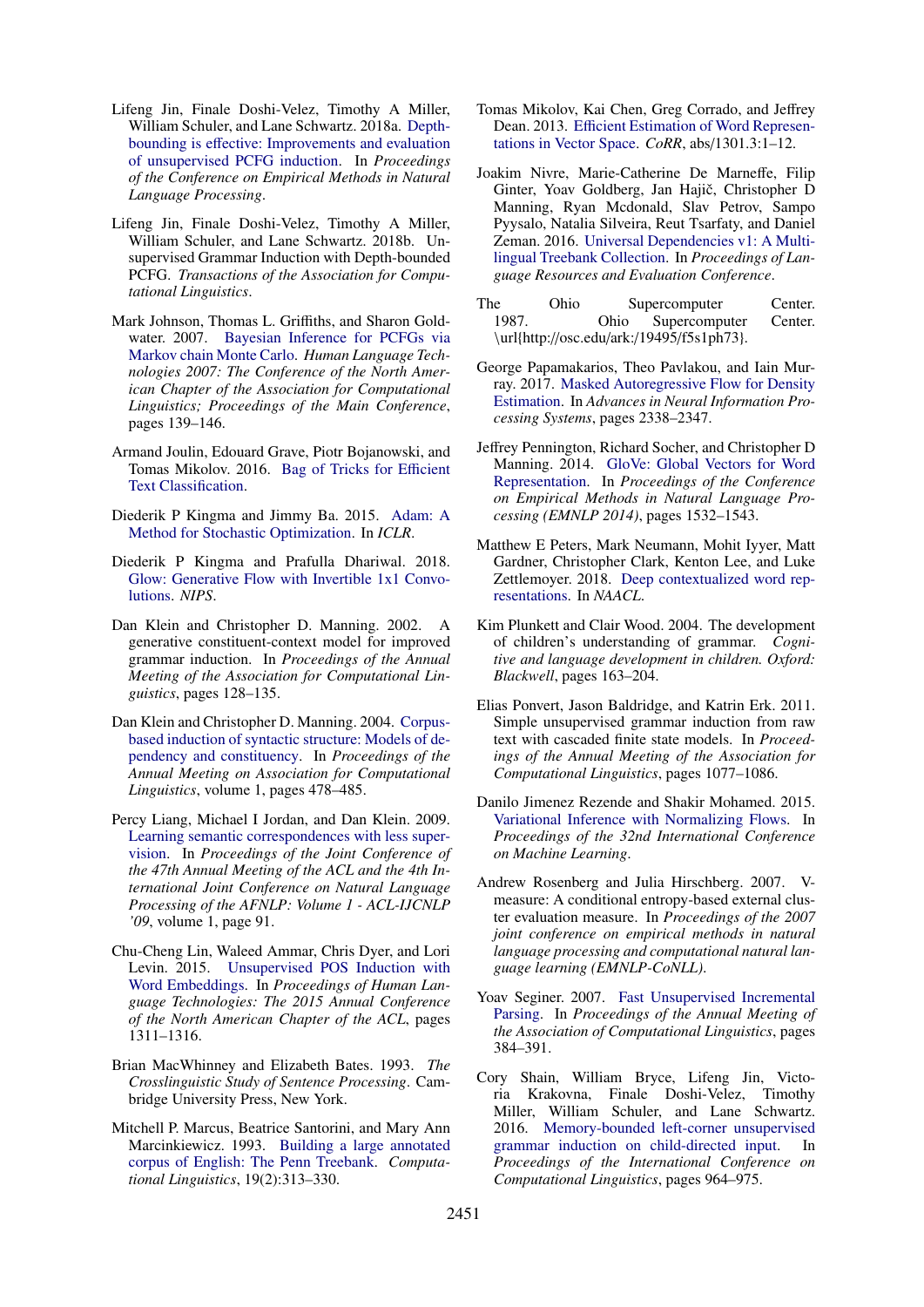Lifeng Jin, Finale Doshi-Velez, Timothy A Miller, William Schuler, and Lane Schwartz. 2018a. Depth-bounding is effective: Improvements and evaluation of unsupervised PCFG induction. In *Proceedings of the Conference on Empirical Methods in Natural Language Processing*.

Lifeng Jin, Finale Doshi-Velez, Timothy A Miller, William Schuler, and Lane Schwartz. 2018b. Unsupervised Grammar Induction with Depth-bounded PCFG. *Transactions of the Association for Computational Linguistics*.

Mark Johnson, Thomas L. Griffiths, and Sharon Goldwater. 2007. Bayesian Inference for PCFGs via Markov chain Monte Carlo. *Human Language Technologies 2007: The Conference of the North American Chapter of the Association for Computational Linguistics; Proceedings of the Main Conference*, pages 139–146.

Armand Joulin, Edouard Grave, Piotr Bojanowski, and Tomas Mikolov. 2016. Bag of Tricks for Efficient Text Classification.

Diederik P Kingma and Jimmy Ba. 2015. Adam: A Method for Stochastic Optimization. In *ICLR*.

Diederik P Kingma and Prafulla Dhariwal. 2018. Glow: Generative Flow with Invertible 1x1 Convolutions. *NIPS*.

Dan Klein and Christopher D. Manning. 2002. A generative constituent-context model for improved grammar induction. In *Proceedings of the Annual Meeting of the Association for Computational Linguistics*, pages 128–135.

Dan Klein and Christopher D. Manning. 2004. Corpus-based induction of syntactic structure: Models of dependency and constituency. In *Proceedings of the Annual Meeting on Association for Computational Linguistics*, volume 1, pages 478–485.

Percy Liang, Michael I Jordan, and Dan Klein. 2009. Learning semantic correspondences with less supervision. In *Proceedings of the Joint Conference of the 47th Annual Meeting of the ACL and the 4th International Joint Conference on Natural Language Processing of the AFNLP: Volume 1 - ACL-IJCNLP '09*, volume 1, page 91.

Chu-Cheng Lin, Waleed Ammar, Chris Dyer, and Lori Levin. 2015. Unsupervised POS Induction with Word Embeddings. In *Proceedings of Human Language Technologies: The 2015 Annual Conference of the North American Chapter of the ACL*, pages 1311–1316.

Brian MacWhinney and Elizabeth Bates. 1993. *The Crosslinguistic Study of Sentence Processing*. Cambridge University Press, New York.

Mitchell P. Marcus, Beatrice Santorini, and Mary Ann Marcinkiewicz. 1993. Building a large annotated corpus of English: The Penn Treebank. *Computational Linguistics*, 19(2):313–330.

Tomas Mikolov, Kai Chen, Greg Corrado, and Jeffrey Dean. 2013. Efficient Estimation of Word Representations in Vector Space. *CoRR*, abs/1301.3:1–12.

Joakim Nivre, Marie-Catherine De Marneffe, Filip Ginter, Yoav Goldberg, Jan Hajič, Christopher D Manning, Ryan Mcdonald, Slav Petrov, Sampo Pyysalo, Natalia Silveira, Reut Tsarfaty, and Daniel Zeman. 2016. Universal Dependencies v1: A Multilingual Treebank Collection. In *Proceedings of Language Resources and Evaluation Conference*.

The Ohio Supercomputer Center. 1987. Ohio Supercomputer Center. \url{http://osc.edu/ark:/19495/f5s1ph73}.

George Papamakarios, Theo Pavlakou, and Iain Murray. 2017. Masked Autoregressive Flow for Density Estimation. In *Advances in Neural Information Processing Systems*, pages 2338–2347.

Jeffrey Pennington, Richard Socher, and Christopher D Manning. 2014. GloVe: Global Vectors for Word Representation. In *Proceedings of the Conference on Empirical Methods in Natural Language Processing (EMNLP 2014)*, pages 1532–1543.

Matthew E Peters, Mark Neumann, Mohit Iyyer, Matt Gardner, Christopher Clark, Kenton Lee, and Luke Zettlemoyer. 2018. Deep contextualized word representations. In *NAACL*.

Kim Plunkett and Clair Wood. 2004. The development of children's understanding of grammar. *Cognitive and language development in children. Oxford: Blackwell*, pages 163–204.

Elias Ponvert, Jason Baldridge, and Katrin Erk. 2011. Simple unsupervised grammar induction from raw text with cascaded finite state models. In *Proceedings of the Annual Meeting of the Association for Computational Linguistics*, pages 1077–1086.

Danilo Jimenez Rezende and Shakir Mohamed. 2015. Variational Inference with Normalizing Flows. In *Proceedings of the 32nd International Conference on Machine Learning*.

Andrew Rosenberg and Julia Hirschberg. 2007. V-measure: A conditional entropy-based external cluster evaluation measure. In *Proceedings of the 2007 joint conference on empirical methods in natural language processing and computational natural language learning (EMNLP-CoNLL)*.

Yoav Seginer. 2007. Fast Unsupervised Incremental Parsing. In *Proceedings of the Annual Meeting of the Association of Computational Linguistics*, pages 384–391.

Cory Shain, William Bryce, Lifeng Jin, Victoria Krakovna, Finale Doshi-Velez, Timothy Miller, William Schuler, and Lane Schwartz. 2016. Memory-bounded left-corner unsupervised grammar induction on child-directed input. In *Proceedings of the International Conference on Computational Linguistics*, pages 964–975.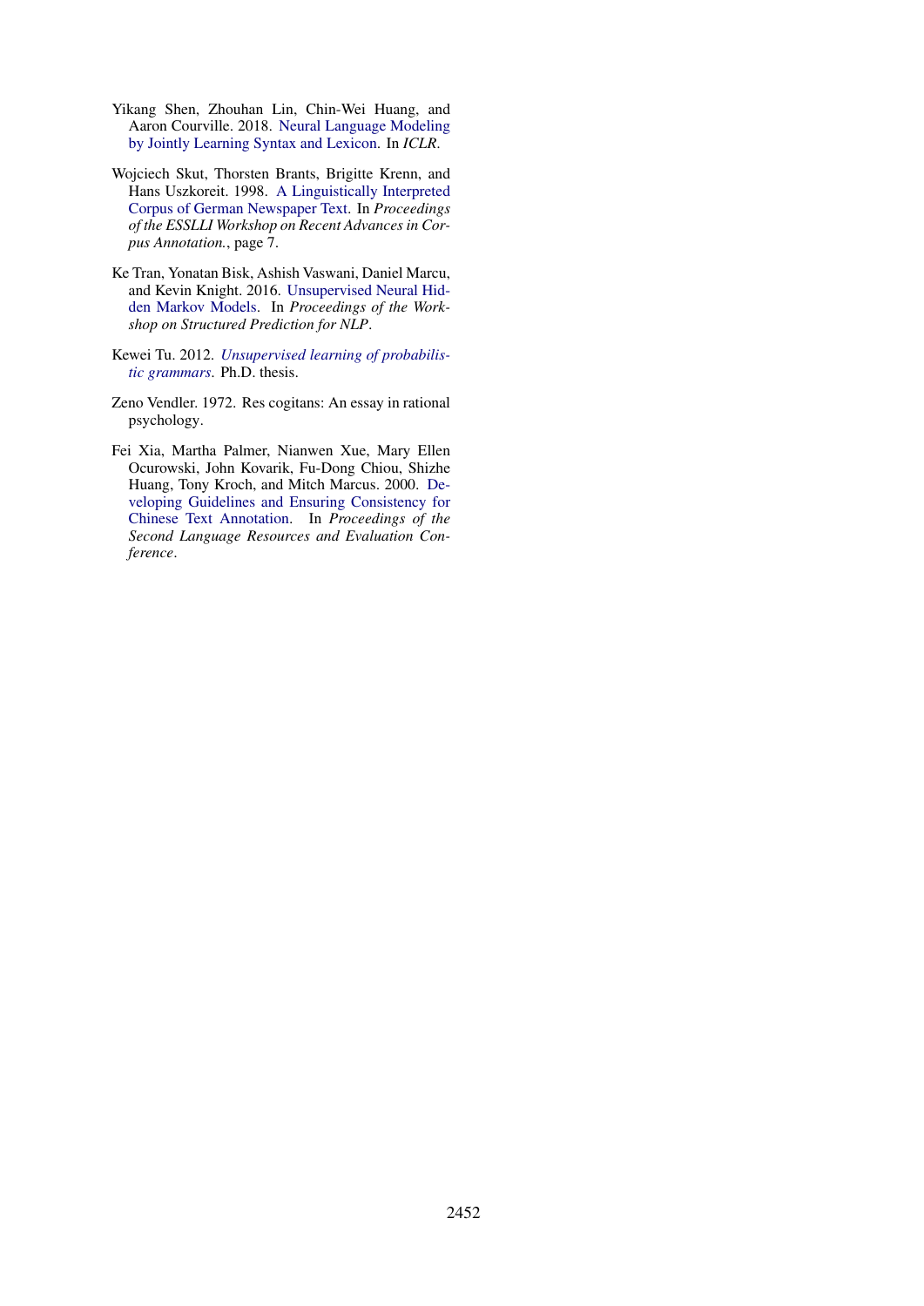Yikang Shen, Zhouhan Lin, Chin-Wei Huang, and Aaron Courville. 2018. Neural Language Modeling by Jointly Learning Syntax and Lexicon. In *ICLR*.

Wojciech Skut, Thorsten Brants, Brigitte Krenn, and Hans Uszkoreit. 1998. A Linguistically Interpreted Corpus of German Newspaper Text. In *Proceedings of the ESSLLI Workshop on Recent Advances in Corpus Annotation.*, page 7.

Ke Tran, Yonatan Bisk, Ashish Vaswani, Daniel Marcu, and Kevin Knight. 2016. Unsupervised Neural Hidden Markov Models. In *Proceedings of the Workshop on Structured Prediction for NLP*.

Kewei Tu. 2012. *Unsupervised learning of probabilistic grammars*. Ph.D. thesis.

Zeno Vendler. 1972. Res cogitans: An essay in rational psychology.

Fei Xia, Martha Palmer, Nianwen Xue, Mary Ellen Ocurowski, John Kovarik, Fu-Dong Chiou, Shizhe Huang, Tony Kroch, and Mitch Marcus. 2000. Developing Guidelines and Ensuring Consistency for Chinese Text Annotation. In *Proceedings of the Second Language Resources and Evaluation Conference*.